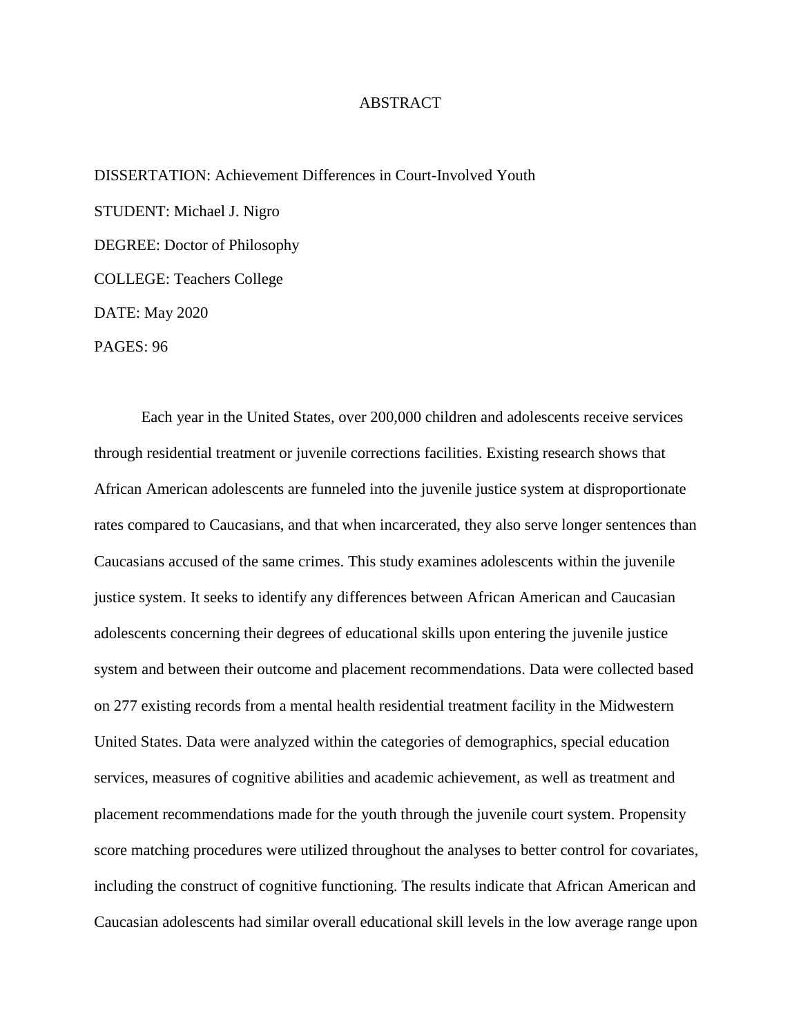# ABSTRACT

DISSERTATION: Achievement Differences in Court-Involved Youth

STUDENT: Michael J. Nigro

DEGREE: Doctor of Philosophy

COLLEGE: Teachers College

DATE: May 2020

PAGES: 96

Each year in the United States, over 200,000 children and adolescents receive services through residential treatment or juvenile corrections facilities. Existing research shows that African American adolescents are funneled into the juvenile justice system at disproportionate rates compared to Caucasians, and that when incarcerated, they also serve longer sentences than Caucasians accused of the same crimes. This study examines adolescents within the juvenile justice system. It seeks to identify any differences between African American and Caucasian adolescents concerning their degrees of educational skills upon entering the juvenile justice system and between their outcome and placement recommendations. Data were collected based on 277 existing records from a mental health residential treatment facility in the Midwestern United States. Data were analyzed within the categories of demographics, special education services, measures of cognitive abilities and academic achievement, as well as treatment and placement recommendations made for the youth through the juvenile court system. Propensity score matching procedures were utilized throughout the analyses to better control for covariates, including the construct of cognitive functioning. The results indicate that African American and Caucasian adolescents had similar overall educational skill levels in the low average range upon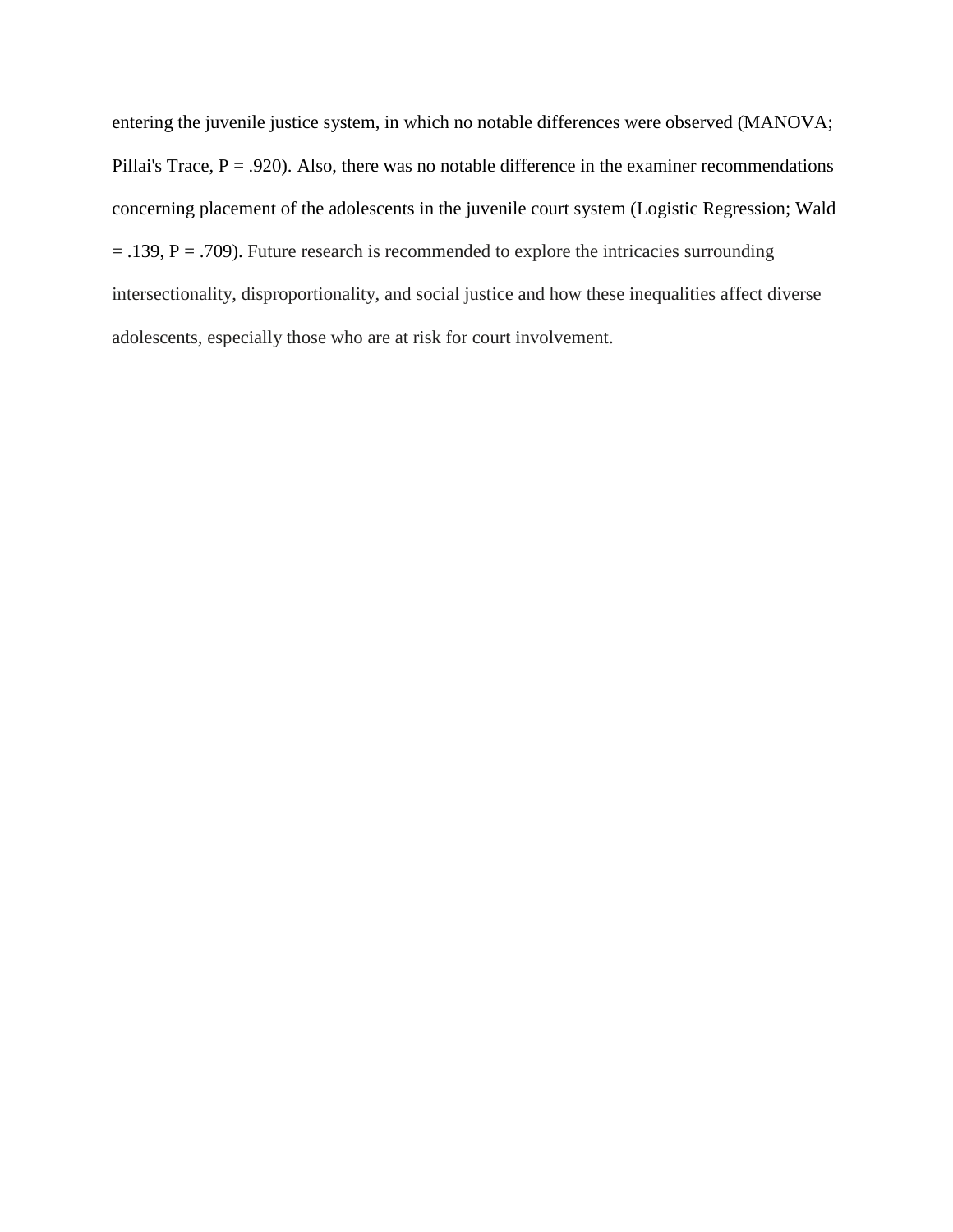entering the juvenile justice system, in which no notable differences were observed (MANOVA; Pillai's Trace, $P = .920$). Also, there was no notable difference in the examiner recommendations concerning placement of the adolescents in the juvenile court system (Logistic Regression; Wald $= .139$, $P = .709$). Future research is recommended to explore the intricacies surrounding intersectionality, disproportionality, and social justice and how these inequalities affect diverse adolescents, especially those who are at risk for court involvement.